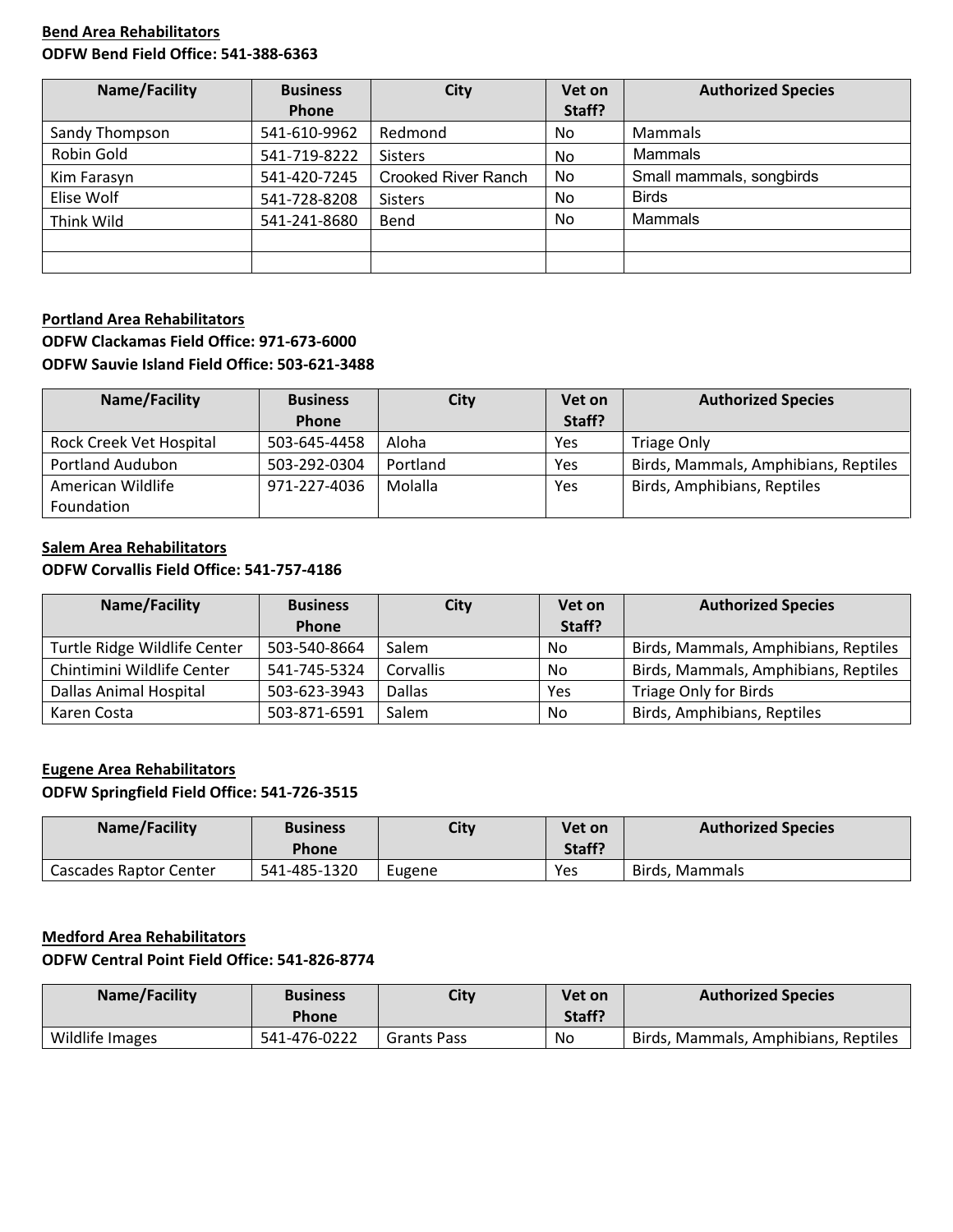**Bend Area Rehabilitators**

**ODFW Bend Field Office: 541-388-6363**

| Name/Facility | Business Phone | City | Vet on Staff? | Authorized Species |
|---|---|---|---|---|
| Sandy Thompson | 541-610-9962 | Redmond | No | Mammals |
| Robin Gold | 541-719-8222 | Sisters | No | Mammals |
| Kim Farasyn | 541-420-7245 | Crooked River Ranch | No | Small mammals, songbirds |
| Elise Wolf | 541-728-8208 | Sisters | No | Birds |
| Think Wild | 541-241-8680 | Bend | No | Mammals |
| | | | | |
| | | | | |

**Portland Area Rehabilitators**

**ODFW Clackamas Field Office: 971-673-6000**

**ODFW Sauvie Island Field Office: 503-621-3488**

| Name/Facility | Business Phone | City | Vet on Staff? | Authorized Species |
|---|---|---|---|---|
| Rock Creek Vet Hospital | 503-645-4458 | Aloha | Yes | Triage Only |
| Portland Audubon | 503-292-0304 | Portland | Yes | Birds, Mammals, Amphibians, Reptiles |
| American Wildlife Foundation | 971-227-4036 | Molalla | Yes | Birds, Amphibians, Reptiles |

**Salem Area Rehabilitators**

**ODFW Corvallis Field Office: 541-757-4186**

| Name/Facility | Business Phone | City | Vet on Staff? | Authorized Species |
|---|---|---|---|---|
| Turtle Ridge Wildlife Center | 503-540-8664 | Salem | No | Birds, Mammals, Amphibians, Reptiles |
| Chintimini Wildlife Center | 541-745-5324 | Corvallis | No | Birds, Mammals, Amphibians, Reptiles |
| Dallas Animal Hospital | 503-623-3943 | Dallas | Yes | Triage Only for Birds |
| Karen Costa | 503-871-6591 | Salem | No | Birds, Amphibians, Reptiles |

**Eugene Area Rehabilitators**

**ODFW Springfield Field Office: 541-726-3515**

| Name/Facility | Business Phone | City | Vet on Staff? | Authorized Species |
|---|---|---|---|---|
| Cascades Raptor Center | 541-485-1320 | Eugene | Yes | Birds, Mammals |

**Medford Area Rehabilitators**

**ODFW Central Point Field Office: 541-826-8774**

| Name/Facility | Business Phone | City | Vet on Staff? | Authorized Species |
|---|---|---|---|---|
| Wildlife Images | 541-476-0222 | Grants Pass | No | Birds, Mammals, Amphibians, Reptiles |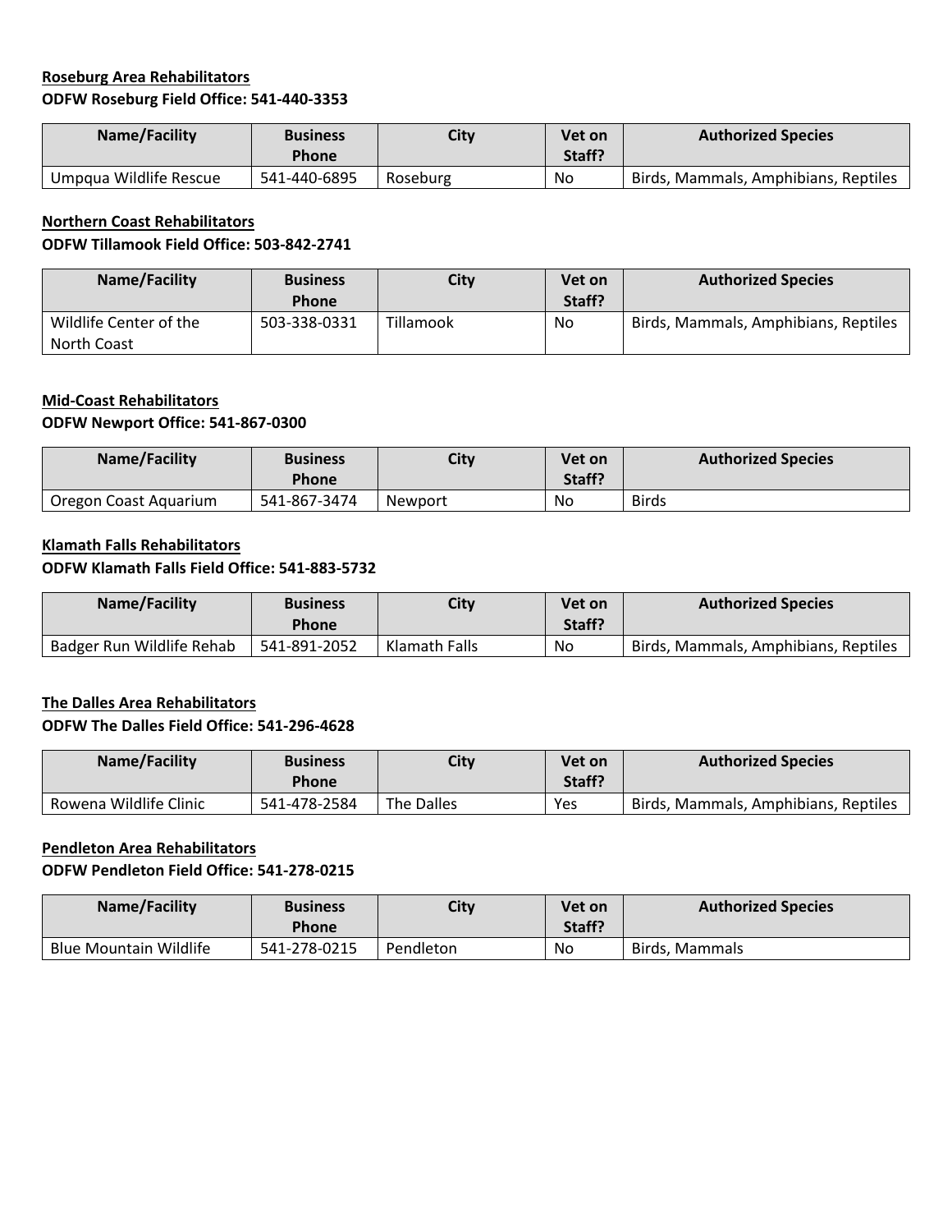**Roseburg Area Rehabilitators**

**ODFW Roseburg Field Office: 541-440-3353**

| Name/Facility | Business Phone | City | Vet on Staff? | Authorized Species |
| --- | --- | --- | --- | --- |
| Umpqua Wildlife Rescue | 541-440-6895 | Roseburg | No | Birds, Mammals, Amphibians, Reptiles |

**Northern Coast Rehabilitators**

**ODFW Tillamook Field Office: 503-842-2741**

| Name/Facility | Business Phone | City | Vet on Staff? | Authorized Species |
| --- | --- | --- | --- | --- |
| Wildlife Center of the North Coast | 503-338-0331 | Tillamook | No | Birds, Mammals, Amphibians, Reptiles |

**Mid-Coast Rehabilitators**

**ODFW Newport Office: 541-867-0300**

| Name/Facility | Business Phone | City | Vet on Staff? | Authorized Species |
| --- | --- | --- | --- | --- |
| Oregon Coast Aquarium | 541-867-3474 | Newport | No | Birds |

**Klamath Falls Rehabilitators**

**ODFW Klamath Falls Field Office: 541-883-5732**

| Name/Facility | Business Phone | City | Vet on Staff? | Authorized Species |
| --- | --- | --- | --- | --- |
| Badger Run Wildlife Rehab | 541-891-2052 | Klamath Falls | No | Birds, Mammals, Amphibians, Reptiles |

**The Dalles Area Rehabilitators**

**ODFW The Dalles Field Office: 541-296-4628**

| Name/Facility | Business Phone | City | Vet on Staff? | Authorized Species |
| --- | --- | --- | --- | --- |
| Rowena Wildlife Clinic | 541-478-2584 | The Dalles | Yes | Birds, Mammals, Amphibians, Reptiles |

**Pendleton Area Rehabilitators**

**ODFW Pendleton Field Office: 541-278-0215**

| Name/Facility | Business Phone | City | Vet on Staff? | Authorized Species |
| --- | --- | --- | --- | --- |
| Blue Mountain Wildlife | 541-278-0215 | Pendleton | No | Birds, Mammals |